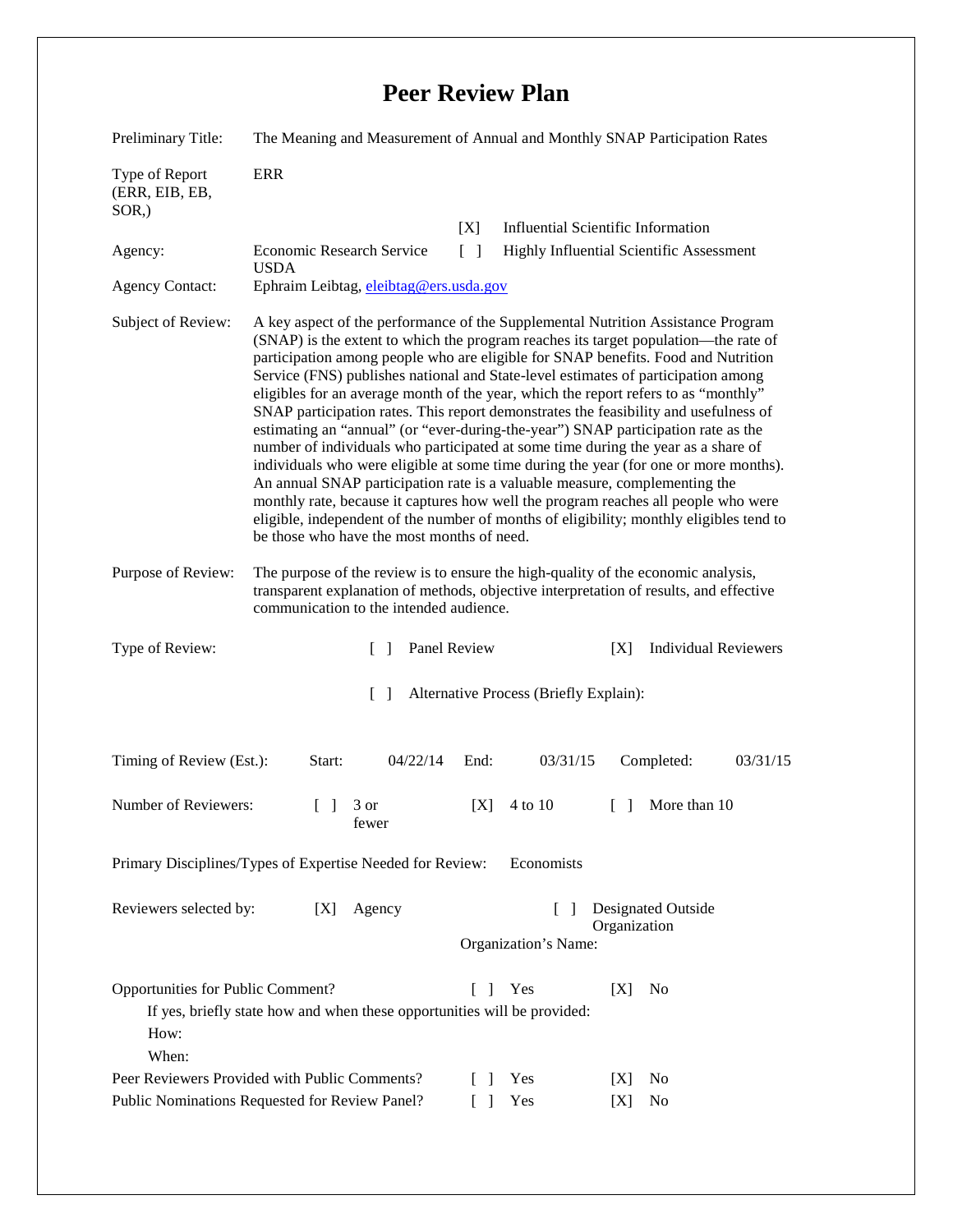# Peer Review Plan

Preliminary Title: The Meaning and Measurement of Annual and Monthly SNAP Participation Rates

Type of Report (ERR, EIB, EB, SOR,): ERR

[X] Influential Scientific Information

Agency: Economic Research Service USDA

[ ] Highly Influential Scientific Assessment

Agency Contact: Ephraim Leibtag, eleibtag@ers.usda.gov

Subject of Review: A key aspect of the performance of the Supplemental Nutrition Assistance Program (SNAP) is the extent to which the program reaches its target population—the rate of participation among people who are eligible for SNAP benefits. Food and Nutrition Service (FNS) publishes national and State-level estimates of participation among eligibles for an average month of the year, which the report refers to as "monthly" SNAP participation rates. This report demonstrates the feasibility and usefulness of estimating an "annual" (or "ever-during-the-year") SNAP participation rate as the number of individuals who participated at some time during the year as a share of individuals who were eligible at some time during the year (for one or more months). An annual SNAP participation rate is a valuable measure, complementing the monthly rate, because it captures how well the program reaches all people who were eligible, independent of the number of months of eligibility; monthly eligibles tend to be those who have the most months of need.

Purpose of Review: The purpose of the review is to ensure the high-quality of the economic analysis, transparent explanation of methods, objective interpretation of results, and effective communication to the intended audience.

Type of Review: [ ] Panel Review [X] Individual Reviewers

[ ] Alternative Process (Briefly Explain):

Timing of Review (Est.): Start: 04/22/14 End: 03/31/15 Completed: 03/31/15

Number of Reviewers: [ ] 3 or fewer [X] 4 to 10 [ ] More than 10

Primary Disciplines/Types of Expertise Needed for Review: Economists

Reviewers selected by: [X] Agency [ ] Designated Outside Organization

Organization's Name:

Opportunities for Public Comment? [ ] Yes [X] No

If yes, briefly state how and when these opportunities will be provided:

How:

When:

Peer Reviewers Provided with Public Comments? [ ] Yes [X] No

Public Nominations Requested for Review Panel? [ ] Yes [X] No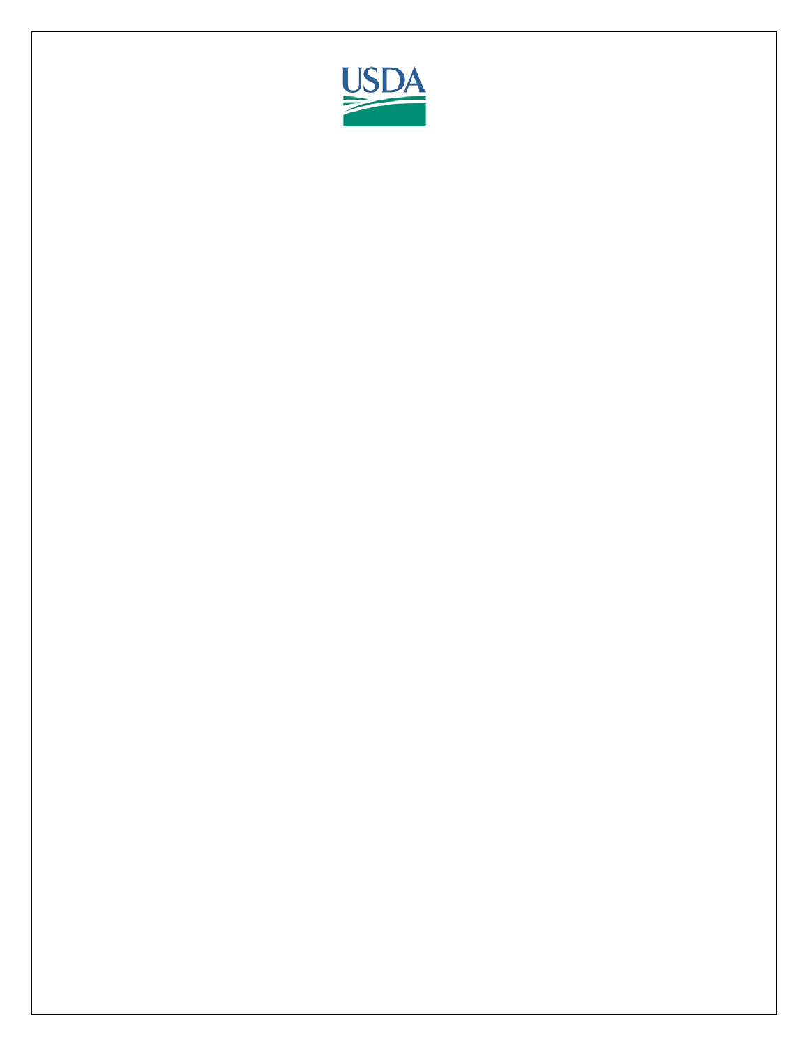USDA